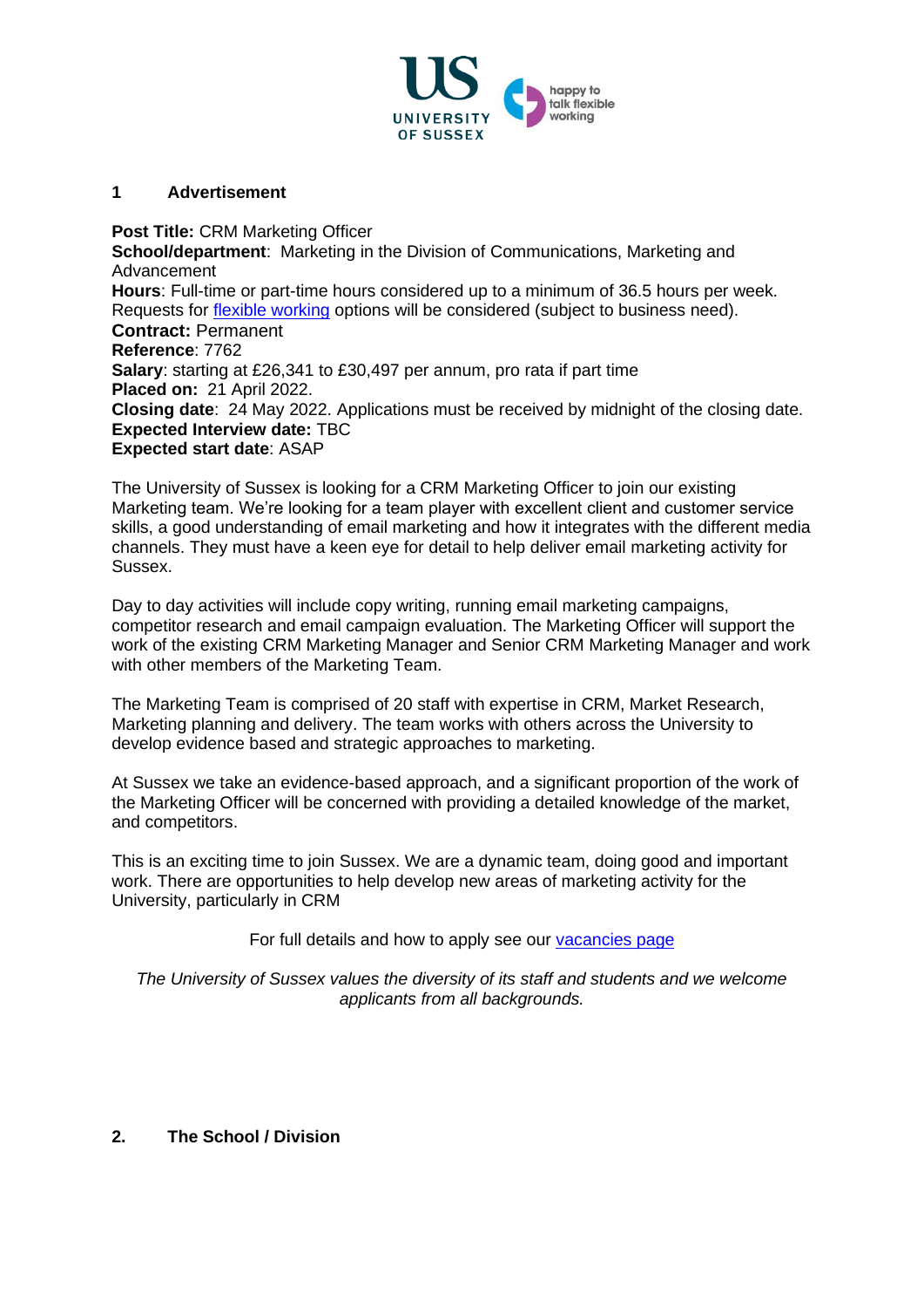## 1 Advertisement

**Post Title:** CRM Marketing Officer
**School/department**: Marketing in the Division of Communications, Marketing and Advancement
**Hours**: Full-time or part-time hours considered up to a minimum of 36.5 hours per week. Requests for flexible working options will be considered (subject to business need).
**Contract:** Permanent
**Reference**: 7762
**Salary**: starting at £26,341 to £30,497 per annum, pro rata if part time
**Placed on:** 21 April 2022.
**Closing date**: 24 May 2022. Applications must be received by midnight of the closing date.
**Expected Interview date:** TBC
**Expected start date**: ASAP

The University of Sussex is looking for a CRM Marketing Officer to join our existing Marketing team. We're looking for a team player with excellent client and customer service skills, a good understanding of email marketing and how it integrates with the different media channels. They must have a keen eye for detail to help deliver email marketing activity for Sussex.

Day to day activities will include copy writing, running email marketing campaigns, competitor research and email campaign evaluation. The Marketing Officer will support the work of the existing CRM Marketing Manager and Senior CRM Marketing Manager and work with other members of the Marketing Team.

The Marketing Team is comprised of 20 staff with expertise in CRM, Market Research, Marketing planning and delivery. The team works with others across the University to develop evidence based and strategic approaches to marketing.

At Sussex we take an evidence-based approach, and a significant proportion of the work of the Marketing Officer will be concerned with providing a detailed knowledge of the market, and competitors.

This is an exciting time to join Sussex. We are a dynamic team, doing good and important work. There are opportunities to help develop new areas of marketing activity for the University, particularly in CRM

For full details and how to apply see our vacancies page

*The University of Sussex values the diversity of its staff and students and we welcome applicants from all backgrounds.*

## 2. The School / Division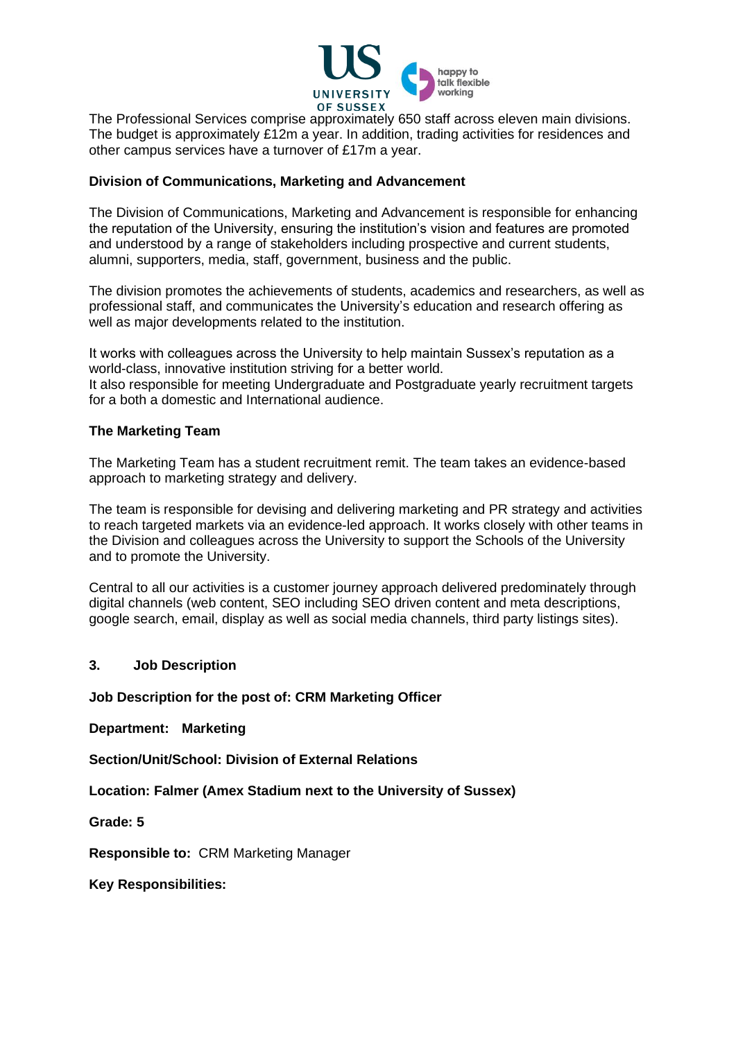The Professional Services comprise approximately 650 staff across eleven main divisions. The budget is approximately £12m a year. In addition, trading activities for residences and other campus services have a turnover of £17m a year.

**Division of Communications, Marketing and Advancement**

The Division of Communications, Marketing and Advancement is responsible for enhancing the reputation of the University, ensuring the institution's vision and features are promoted and understood by a range of stakeholders including prospective and current students, alumni, supporters, media, staff, government, business and the public.

The division promotes the achievements of students, academics and researchers, as well as professional staff, and communicates the University's education and research offering as well as major developments related to the institution.

It works with colleagues across the University to help maintain Sussex's reputation as a world-class, innovative institution striving for a better world.
It also responsible for meeting Undergraduate and Postgraduate yearly recruitment targets for a both a domestic and International audience.

**The Marketing Team**

The Marketing Team has a student recruitment remit. The team takes an evidence-based approach to marketing strategy and delivery.

The team is responsible for devising and delivering marketing and PR strategy and activities to reach targeted markets via an evidence-led approach. It works closely with other teams in the Division and colleagues across the University to support the Schools of the University and to promote the University.

Central to all our activities is a customer journey approach delivered predominately through digital channels (web content, SEO including SEO driven content and meta descriptions, google search, email, display as well as social media channels, third party listings sites).

## 3. Job Description

**Job Description for the post of: CRM Marketing Officer**

**Department: Marketing**

**Section/Unit/School: Division of External Relations**

**Location: Falmer (Amex Stadium next to the University of Sussex)**

**Grade: 5**

**Responsible to:** CRM Marketing Manager

**Key Responsibilities:**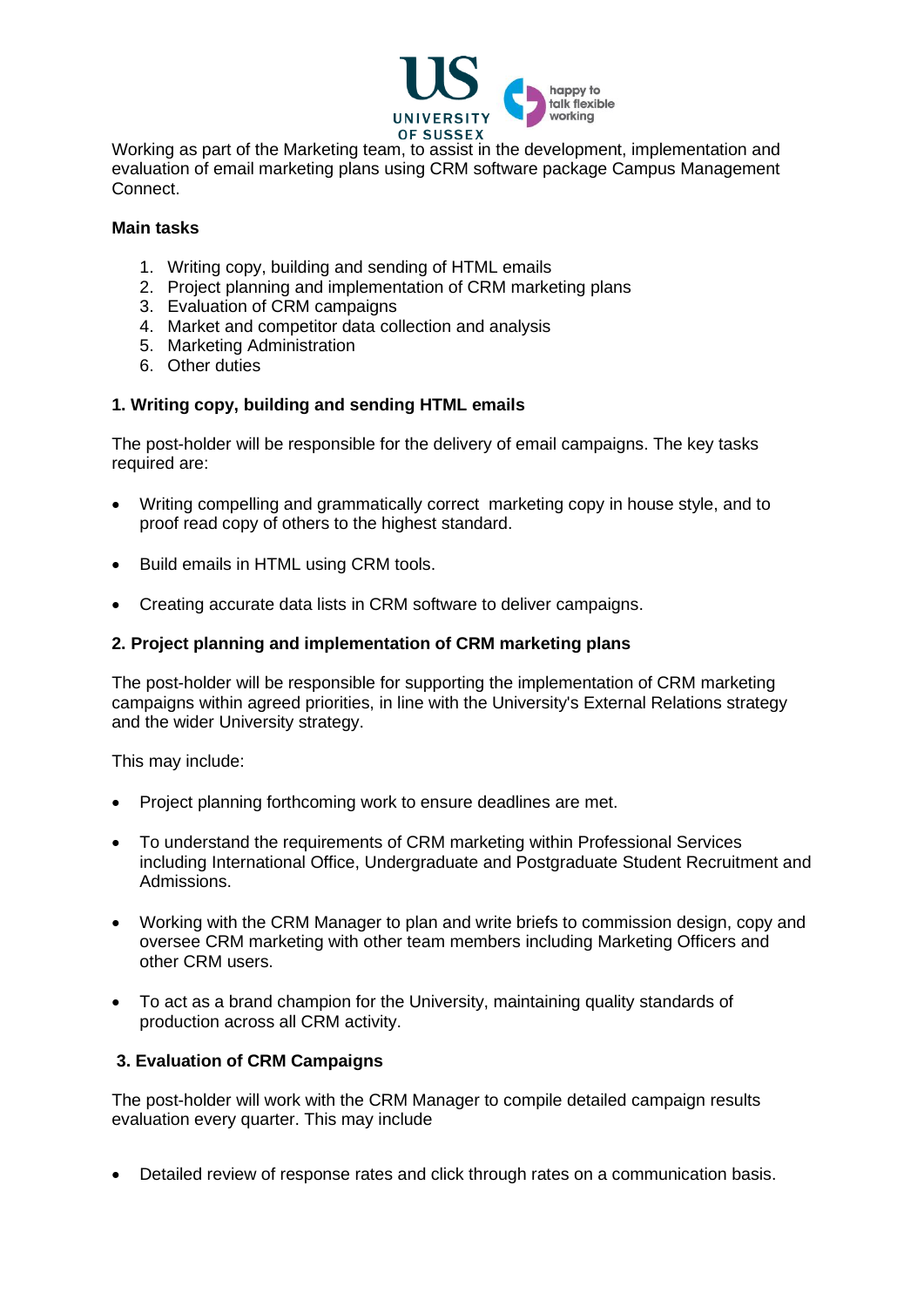Working as part of the Marketing team, to assist in the development, implementation and evaluation of email marketing plans using CRM software package Campus Management Connect.

**Main tasks**

1. Writing copy, building and sending of HTML emails
2. Project planning and implementation of CRM marketing plans
3. Evaluation of CRM campaigns
4. Market and competitor data collection and analysis
5. Marketing Administration
6. Other duties

**1. Writing copy, building and sending HTML emails**

The post-holder will be responsible for the delivery of email campaigns. The key tasks required are:

- Writing compelling and grammatically correct marketing copy in house style, and to proof read copy of others to the highest standard.
- Build emails in HTML using CRM tools.
- Creating accurate data lists in CRM software to deliver campaigns.

**2. Project planning and implementation of CRM marketing plans**

The post-holder will be responsible for supporting the implementation of CRM marketing campaigns within agreed priorities, in line with the University's External Relations strategy and the wider University strategy.

This may include:

- Project planning forthcoming work to ensure deadlines are met.
- To understand the requirements of CRM marketing within Professional Services including International Office, Undergraduate and Postgraduate Student Recruitment and Admissions.
- Working with the CRM Manager to plan and write briefs to commission design, copy and oversee CRM marketing with other team members including Marketing Officers and other CRM users.
- To act as a brand champion for the University, maintaining quality standards of production across all CRM activity.

**3. Evaluation of CRM Campaigns**

The post-holder will work with the CRM Manager to compile detailed campaign results evaluation every quarter. This may include

- Detailed review of response rates and click through rates on a communication basis.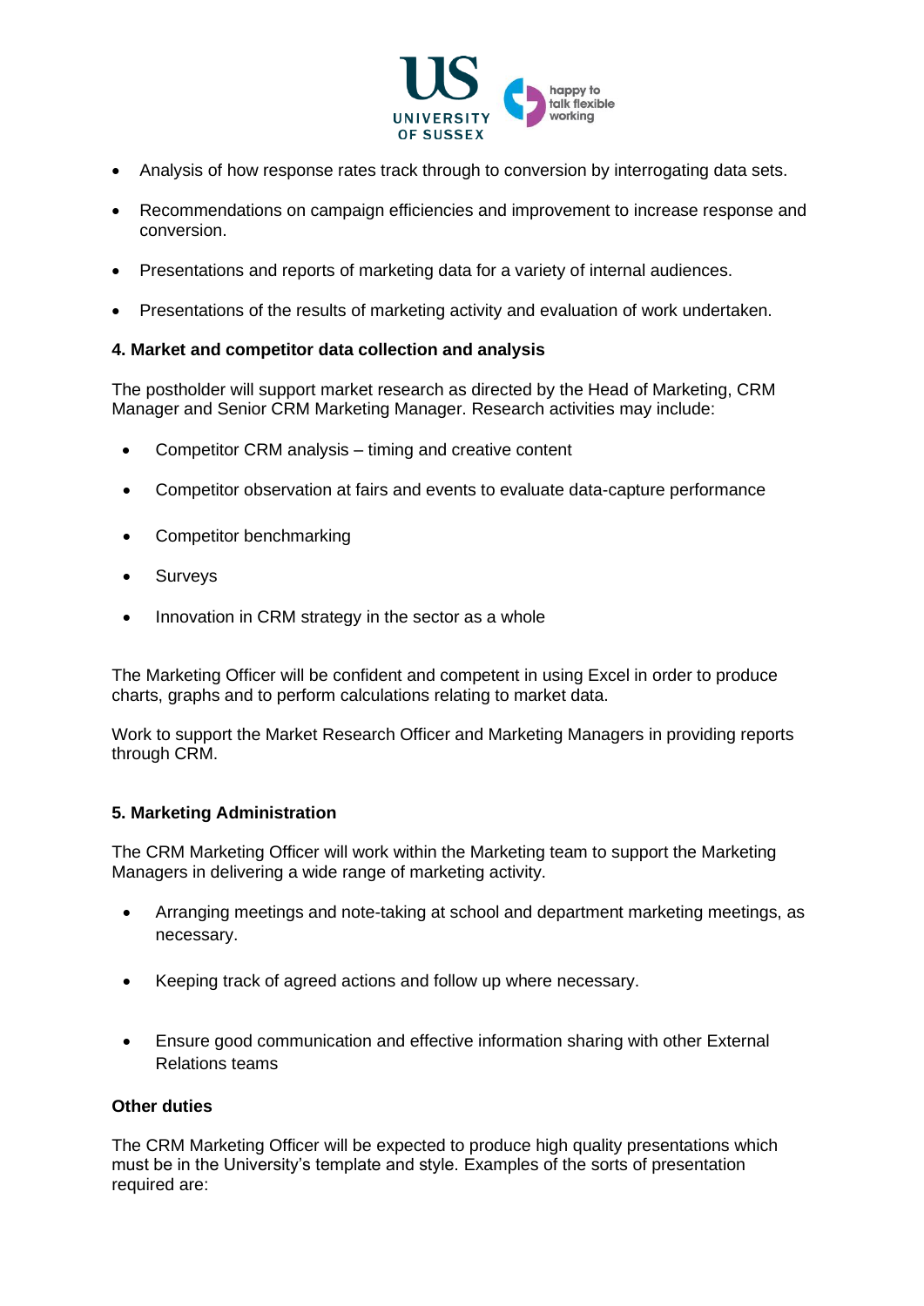- Analysis of how response rates track through to conversion by interrogating data sets.
- Recommendations on campaign efficiencies and improvement to increase response and conversion.
- Presentations and reports of marketing data for a variety of internal audiences.
- Presentations of the results of marketing activity and evaluation of work undertaken.

**4. Market and competitor data collection and analysis**

The postholder will support market research as directed by the Head of Marketing, CRM Manager and Senior CRM Marketing Manager. Research activities may include:

- Competitor CRM analysis – timing and creative content
- Competitor observation at fairs and events to evaluate data-capture performance
- Competitor benchmarking
- Surveys
- Innovation in CRM strategy in the sector as a whole

The Marketing Officer will be confident and competent in using Excel in order to produce charts, graphs and to perform calculations relating to market data.

Work to support the Market Research Officer and Marketing Managers in providing reports through CRM.

**5. Marketing Administration**

The CRM Marketing Officer will work within the Marketing team to support the Marketing Managers in delivering a wide range of marketing activity.

- Arranging meetings and note-taking at school and department marketing meetings, as necessary.
- Keeping track of agreed actions and follow up where necessary.
- Ensure good communication and effective information sharing with other External Relations teams

**Other duties**

The CRM Marketing Officer will be expected to produce high quality presentations which must be in the University's template and style. Examples of the sorts of presentation required are: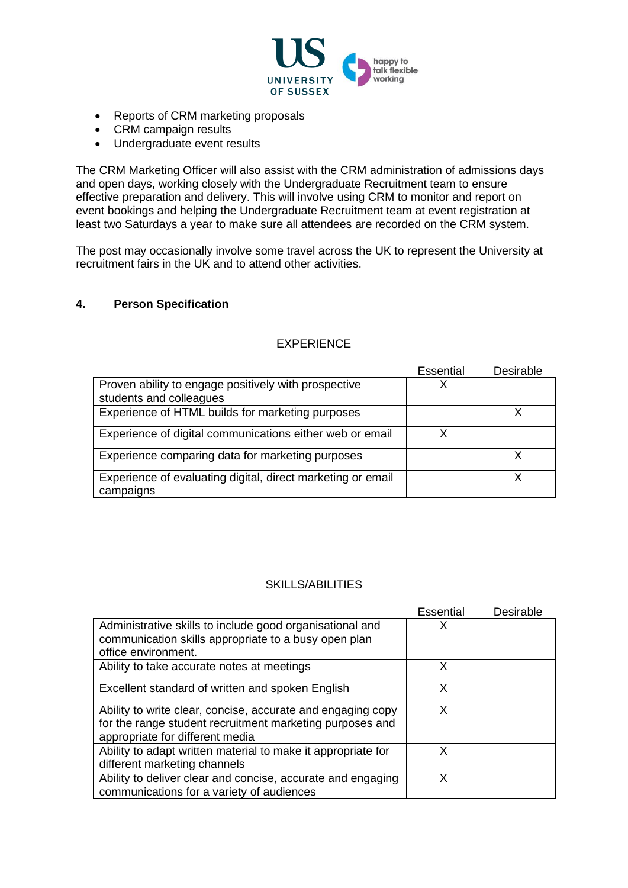- Reports of CRM marketing proposals
- CRM campaign results
- Undergraduate event results

The CRM Marketing Officer will also assist with the CRM administration of admissions days and open days, working closely with the Undergraduate Recruitment team to ensure effective preparation and delivery. This will involve using CRM to monitor and report on event bookings and helping the Undergraduate Recruitment team at event registration at least two Saturdays a year to make sure all attendees are recorded on the CRM system.

The post may occasionally involve some travel across the UK to represent the University at recruitment fairs in the UK and to attend other activities.

## 4. Person Specification

EXPERIENCE

| | Essential | Desirable |
|---|---|---|
| Proven ability to engage positively with prospective students and colleagues | X | |
| Experience of HTML builds for marketing purposes | | X |
| Experience of digital communications either web or email | X | |
| Experience comparing data for marketing purposes | | X |
| Experience of evaluating digital, direct marketing or email campaigns | | X |

SKILLS/ABILITIES

| | Essential | Desirable |
|---|---|---|
| Administrative skills to include good organisational and communication skills appropriate to a busy open plan office environment. | X | |
| Ability to take accurate notes at meetings | X | |
| Excellent standard of written and spoken English | X | |
| Ability to write clear, concise, accurate and engaging copy for the range student recruitment marketing purposes and appropriate for different media | X | |
| Ability to adapt written material to make it appropriate for different marketing channels | X | |
| Ability to deliver clear and concise, accurate and engaging communications for a variety of audiences | X | |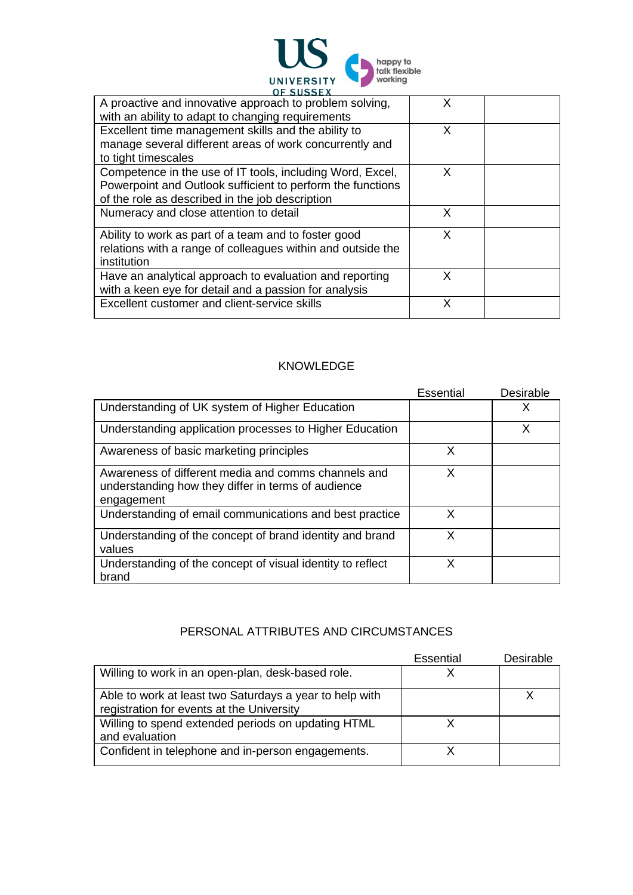| | | |
|---|---|---|
| A proactive and innovative approach to problem solving, with an ability to adapt to changing requirements | X | |
| Excellent time management skills and the ability to manage several different areas of work concurrently and to tight timescales | X | |
| Competence in the use of IT tools, including Word, Excel, Powerpoint and Outlook sufficient to perform the functions of the role as described in the job description | X | |
| Numeracy and close attention to detail | X | |
| Ability to work as part of a team and to foster good relations with a range of colleagues within and outside the institution | X | |
| Have an analytical approach to evaluation and reporting with a keen eye for detail and a passion for analysis | X | |
| Excellent customer and client-service skills | X | |

## KNOWLEDGE

| | Essential | Desirable |
|---|---|---|
| Understanding of UK system of Higher Education | | X |
| Understanding application processes to Higher Education | | X |
| Awareness of basic marketing principles | X | |
| Awareness of different media and comms channels and understanding how they differ in terms of audience engagement | X | |
| Understanding of email communications and best practice | X | |
| Understanding of the concept of brand identity and brand values | X | |
| Understanding of the concept of visual identity to reflect brand | X | |

## PERSONAL ATTRIBUTES AND CIRCUMSTANCES

| | Essential | Desirable |
|---|---|---|
| Willing to work in an open-plan, desk-based role. | X | |
| Able to work at least two Saturdays a year to help with registration for events at the University | | X |
| Willing to spend extended periods on updating HTML and evaluation | X | |
| Confident in telephone and in-person engagements. | X | |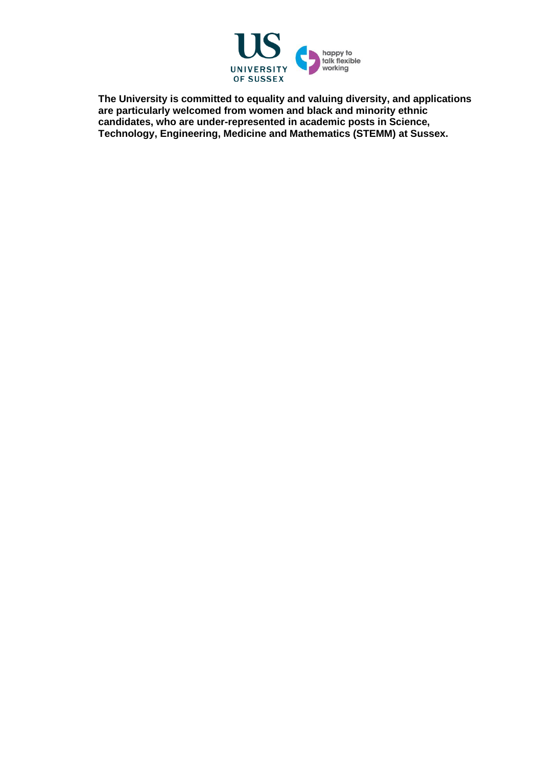**The University is committed to equality and valuing diversity, and applications are particularly welcomed from women and black and minority ethnic candidates, who are under-represented in academic posts in Science, Technology, Engineering, Medicine and Mathematics (STEMM) at Sussex.**